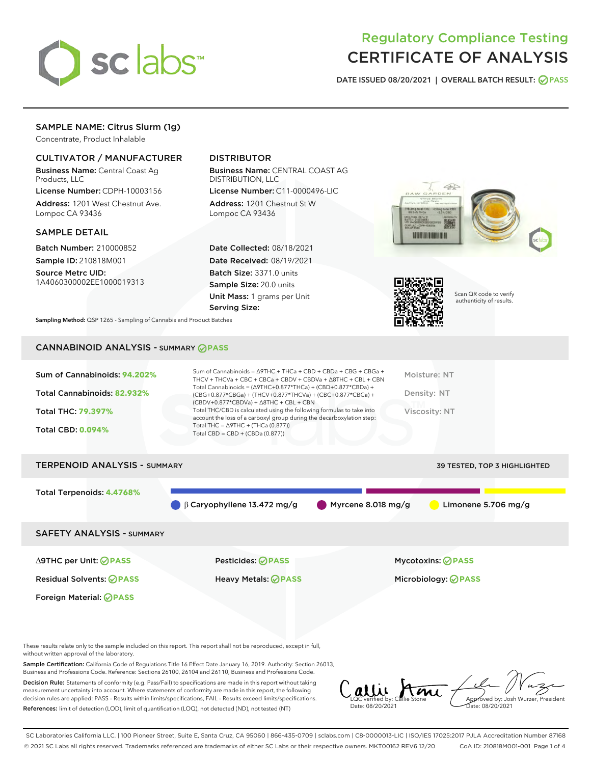# Regulatory Compliance Testing
# CERTIFICATE OF ANALYSIS

DATE ISSUED 08/20/2021 | OVERALL BATCH RESULT: PASS

## SAMPLE NAME: Citrus Slurm (1g)

Concentrate, Product Inhalable

### CULTIVATOR / MANUFACTURER

**Business Name:** Central Coast Ag Products, LLC
**License Number:** CDPH-10003156
**Address:** 1201 West Chestnut Ave. Lompoc CA 93436

### DISTRIBUTOR

**Business Name:** CENTRAL COAST AG DISTRIBUTION, LLC
**License Number:** C11-0000496-LIC
**Address:** 1201 Chestnut St W Lompoc CA 93436

### SAMPLE DETAIL

**Batch Number:** 210000852
**Sample ID:** 210818M001
**Source Metrc UID:** 1A4060300002EE1000019313

**Date Collected:** 08/18/2021
**Date Received:** 08/19/2021
**Batch Size:** 3371.0 units
**Sample Size:** 20.0 units
**Unit Mass:** 1 grams per Unit
**Serving Size:**

**Sampling Method:** QSP 1265 - Sampling of Cannabis and Product Batches

Scan QR code to verify authenticity of results.

## CANNABINOID ANALYSIS - SUMMARY PASS

Sum of Cannabinoids: **94.202%**
Total Cannabinoids: **82.932%**
Total THC: **79.397%**
Total CBD: **0.094%**

Sum of Cannabinoids = Δ9THC + THCa + CBD + CBDa + CBG + CBGa + THCV + THCVa + CBC + CBCa + CBDV + CBDVa + Δ8THC + CBL + CBN
Total Cannabinoids = (Δ9THC+0.877*THCa) + (CBD+0.877*CBDa) + (CBG+0.877*CBGa) + (THCV+0.877*THCVa) + (CBC+0.877*CBCa) + (CBDV+0.877*CBDVa) + Δ8THC + CBL + CBN
Total THC/CBD is calculated using the following formulas to take into account the loss of a carboxyl group during the decarboxylation step:
Total THC = Δ9THC + (THCa (0.877))
Total CBD = CBD + (CBDa (0.877))

Moisture: NT
Density: NT
Viscosity: NT

## TERPENOID ANALYSIS - SUMMARY

39 TESTED, TOP 3 HIGHLIGHTED

Total Terpenoids: **4.4768%**

β Caryophyllene 13.472 mg/g
Myrcene 8.018 mg/g
Limonene 5.706 mg/g

## SAFETY ANALYSIS - SUMMARY

Δ9THC per Unit: PASS
Pesticides: PASS
Mycotoxins: PASS
Residual Solvents: PASS
Heavy Metals: PASS
Microbiology: PASS
Foreign Material: PASS

These results relate only to the sample included on this report. This report shall not be reproduced, except in full, without written approval of the laboratory.

**Sample Certification:** California Code of Regulations Title 16 Effect Date January 16, 2019. Authority: Section 26013, Business and Professions Code. Reference: Sections 26100, 26104 and 26110, Business and Professions Code.

**Decision Rule:** Statements of conformity (e.g. Pass/Fail) to specifications are made in this report without taking measurement uncertainty into account. Where statements of conformity are made in this report, the following decision rules are applied: PASS – Results within limits/specifications, FAIL – Results exceed limits/specifications.

**References:** limit of detection (LOD), limit of quantification (LOQ), not detected (ND), not tested (NT)

LQC verified by: Callie Stone
Date: 08/20/2021

Approved by: Josh Wurzer, President
Date: 08/20/2021

SC Laboratories California LLC. | 100 Pioneer Street, Suite E, Santa Cruz, CA 95060 | 866-435-0709 | sclabs.com | C8-0000013-LIC | ISO/IES 17025:2017 PJLA Accreditation Number 87168
© 2021 SC Labs all rights reserved. Trademarks referenced are trademarks of either SC Labs or their respective owners. MKT00162 REV6 12/20 CoA ID: 210818M001-001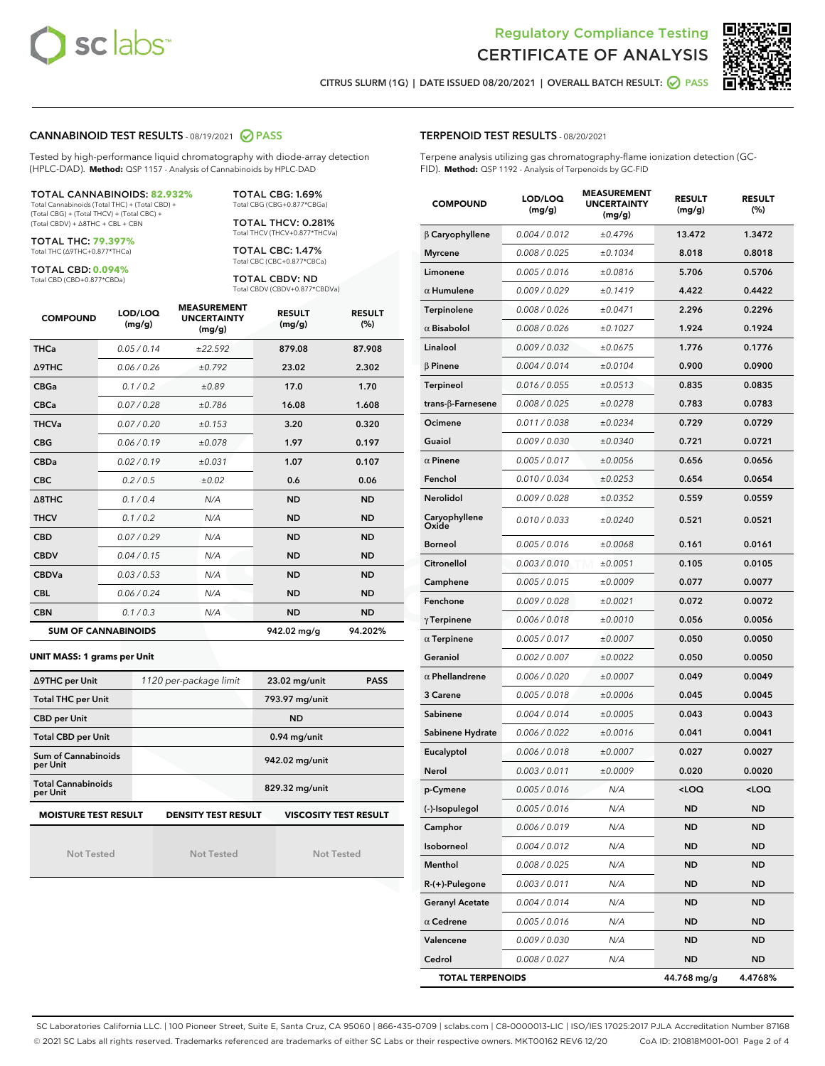# Regulatory Compliance Testing
## CERTIFICATE OF ANALYSIS

CITRUS SLURM (1G) | DATE ISSUED 08/20/2021 | OVERALL BATCH RESULT: PASS

## CANNABINOID TEST RESULTS - 08/19/2021 PASS

Tested by high-performance liquid chromatography with diode-array detection (HPLC-DAD). **Method:** QSP 1157 - Analysis of Cannabinoids by HPLC-DAD

**TOTAL CANNABINOIDS: 82.932%**
Total Cannabinoids (Total THC) + (Total CBD) + (Total CBG) + (Total THCV) + (Total CBC) + (Total CBDV) + Δ8THC + CBL + CBN

**TOTAL THC: 79.397%**
Total THC (Δ9THC+0.877*THCa)

**TOTAL CBD: 0.094%**
Total CBD (CBD+0.877*CBDa)

**TOTAL CBG: 1.69%**
Total CBG (CBG+0.877*CBGa)

**TOTAL THCV: 0.281%**
Total THCV (THCV+0.877*THCVa)

**TOTAL CBC: 1.47%**
Total CBC (CBC+0.877*CBCa)

**TOTAL CBDV: ND**
Total CBDV (CBDV+0.877*CBDVa)

| COMPOUND | LOD/LOQ (mg/g) | MEASUREMENT UNCERTAINTY (mg/g) | RESULT (mg/g) | RESULT (%) |
|---|---|---|---|---|
| THCa | 0.05 / 0.14 | ±22.592 | 879.08 | 87.908 |
| Δ9THC | 0.06 / 0.26 | ±0.792 | 23.02 | 2.302 |
| CBGa | 0.1 / 0.2 | ±0.89 | 17.0 | 1.70 |
| CBCa | 0.07 / 0.28 | ±0.786 | 16.08 | 1.608 |
| THCVa | 0.07 / 0.20 | ±0.153 | 3.20 | 0.320 |
| CBG | 0.06 / 0.19 | ±0.078 | 1.97 | 0.197 |
| CBDa | 0.02 / 0.19 | ±0.031 | 1.07 | 0.107 |
| CBC | 0.2 / 0.5 | ±0.02 | 0.6 | 0.06 |
| Δ8THC | 0.1 / 0.4 | N/A | ND | ND |
| THCV | 0.1 / 0.2 | N/A | ND | ND |
| CBD | 0.07 / 0.29 | N/A | ND | ND |
| CBDV | 0.04 / 0.15 | N/A | ND | ND |
| CBDVa | 0.03 / 0.53 | N/A | ND | ND |
| CBL | 0.06 / 0.24 | N/A | ND | ND |
| CBN | 0.1 / 0.3 | N/A | ND | ND |
| **SUM OF CANNABINOIDS** | | | **942.02 mg/g** | **94.202%** |

**UNIT MASS: 1 grams per Unit**

| | | | |
|---|---|---|---|
| Δ9THC per Unit | 1120 per-package limit | 23.02 mg/unit | PASS |
| Total THC per Unit | | 793.97 mg/unit | |
| CBD per Unit | | ND | |
| Total CBD per Unit | | 0.94 mg/unit | |
| Sum of Cannabinoids per Unit | | 942.02 mg/unit | |
| Total Cannabinoids per Unit | | 829.32 mg/unit | |

| MOISTURE TEST RESULT | DENSITY TEST RESULT | VISCOSITY TEST RESULT |
|---|---|---|
| Not Tested | Not Tested | Not Tested |

## TERPENOID TEST RESULTS - 08/20/2021

Terpene analysis utilizing gas chromatography-flame ionization detection (GC-FID). **Method:** QSP 1192 - Analysis of Terpenoids by GC-FID

| COMPOUND | LOD/LOQ (mg/g) | MEASUREMENT UNCERTAINTY (mg/g) | RESULT (mg/g) | RESULT (%) |
|---|---|---|---|---|
| β Caryophyllene | 0.004 / 0.012 | ±0.4796 | 13.472 | 1.3472 |
| Myrcene | 0.008 / 0.025 | ±0.1034 | 8.018 | 0.8018 |
| Limonene | 0.005 / 0.016 | ±0.0816 | 5.706 | 0.5706 |
| α Humulene | 0.009 / 0.029 | ±0.1419 | 4.422 | 0.4422 |
| Terpinolene | 0.008 / 0.026 | ±0.0471 | 2.296 | 0.2296 |
| α Bisabolol | 0.008 / 0.026 | ±0.1027 | 1.924 | 0.1924 |
| Linalool | 0.009 / 0.032 | ±0.0675 | 1.776 | 0.1776 |
| β Pinene | 0.004 / 0.014 | ±0.0104 | 0.900 | 0.0900 |
| Terpineol | 0.016 / 0.055 | ±0.0513 | 0.835 | 0.0835 |
| trans-β-Farnesene | 0.008 / 0.025 | ±0.0278 | 0.783 | 0.0783 |
| Ocimene | 0.011 / 0.038 | ±0.0234 | 0.729 | 0.0729 |
| Guaiol | 0.009 / 0.030 | ±0.0340 | 0.721 | 0.0721 |
| α Pinene | 0.005 / 0.017 | ±0.0056 | 0.656 | 0.0656 |
| Fenchol | 0.010 / 0.034 | ±0.0253 | 0.654 | 0.0654 |
| Nerolidol | 0.009 / 0.028 | ±0.0352 | 0.559 | 0.0559 |
| Caryophyllene Oxide | 0.010 / 0.033 | ±0.0240 | 0.521 | 0.0521 |
| Borneol | 0.005 / 0.016 | ±0.0068 | 0.161 | 0.0161 |
| Citronellol | 0.003 / 0.010 | ±0.0051 | 0.105 | 0.0105 |
| Camphene | 0.005 / 0.015 | ±0.0009 | 0.077 | 0.0077 |
| Fenchone | 0.009 / 0.028 | ±0.0021 | 0.072 | 0.0072 |
| γ Terpinene | 0.006 / 0.018 | ±0.0010 | 0.056 | 0.0056 |
| α Terpinene | 0.005 / 0.017 | ±0.0007 | 0.050 | 0.0050 |
| Geraniol | 0.002 / 0.007 | ±0.0022 | 0.050 | 0.0050 |
| α Phellandrene | 0.006 / 0.020 | ±0.0007 | 0.049 | 0.0049 |
| 3 Carene | 0.005 / 0.018 | ±0.0006 | 0.045 | 0.0045 |
| Sabinene | 0.004 / 0.014 | ±0.0005 | 0.043 | 0.0043 |
| Sabinene Hydrate | 0.006 / 0.022 | ±0.0016 | 0.041 | 0.0041 |
| Eucalyptol | 0.006 / 0.018 | ±0.0007 | 0.027 | 0.0027 |
| Nerol | 0.003 / 0.011 | ±0.0009 | 0.020 | 0.0020 |
| p-Cymene | 0.005 / 0.016 | N/A | <LOQ | <LOQ |
| (-)-Isopulegol | 0.005 / 0.016 | N/A | ND | ND |
| Camphor | 0.006 / 0.019 | N/A | ND | ND |
| Isoborneol | 0.004 / 0.012 | N/A | ND | ND |
| Menthol | 0.008 / 0.025 | N/A | ND | ND |
| R-(+)-Pulegone | 0.003 / 0.011 | N/A | ND | ND |
| Geranyl Acetate | 0.004 / 0.014 | N/A | ND | ND |
| α Cedrene | 0.005 / 0.016 | N/A | ND | ND |
| Valencene | 0.009 / 0.030 | N/A | ND | ND |
| Cedrol | 0.008 / 0.027 | N/A | ND | ND |
| **TOTAL TERPENOIDS** | | | **44.768 mg/g** | **4.4768%** |

SC Laboratories California LLC. | 100 Pioneer Street, Suite E, Santa Cruz, CA 95060 | 866-435-0709 | sclabs.com | C8-0000013-LIC | ISO/IES 17025:2017 PJLA Accreditation Number 87168
© 2021 SC Labs all rights reserved. Trademarks referenced are trademarks of either SC Labs or their respective owners. MKT00162 REV6 12/20 CoA ID: 210818M001-001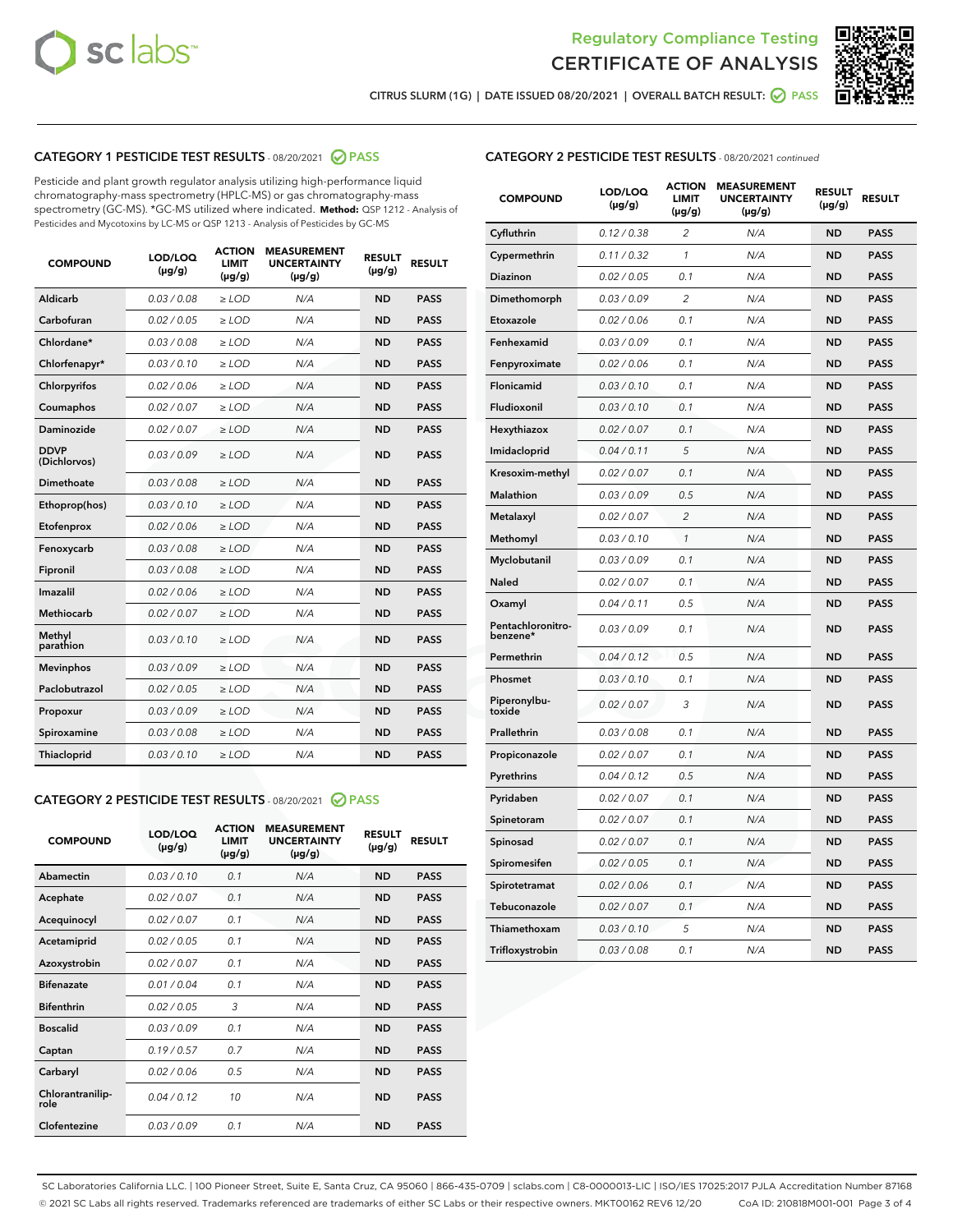Regulatory Compliance Testing
CERTIFICATE OF ANALYSIS

CITRUS SLURM (1G) | DATE ISSUED 08/20/2021 | OVERALL BATCH RESULT: PASS

## CATEGORY 1 PESTICIDE TEST RESULTS - 08/20/2021 PASS

Pesticide and plant growth regulator analysis utilizing high-performance liquid chromatography-mass spectrometry (HPLC-MS) or gas chromatography-mass spectrometry (GC-MS). *GC-MS utilized where indicated. **Method:** QSP 1212 - Analysis of Pesticides and Mycotoxins by LC-MS or QSP 1213 - Analysis of Pesticides by GC-MS

| COMPOUND | LOD/LOQ (µg/g) | ACTION LIMIT (µg/g) | MEASUREMENT UNCERTAINTY (µg/g) | RESULT (µg/g) | RESULT |
|---|---|---|---|---|---|
| Aldicarb | 0.03 / 0.08 | ≥ LOD | N/A | ND | PASS |
| Carbofuran | 0.02 / 0.05 | ≥ LOD | N/A | ND | PASS |
| Chlordane* | 0.03 / 0.08 | ≥ LOD | N/A | ND | PASS |
| Chlorfenapyr* | 0.03 / 0.10 | ≥ LOD | N/A | ND | PASS |
| Chlorpyrifos | 0.02 / 0.06 | ≥ LOD | N/A | ND | PASS |
| Coumaphos | 0.02 / 0.07 | ≥ LOD | N/A | ND | PASS |
| Daminozide | 0.02 / 0.07 | ≥ LOD | N/A | ND | PASS |
| DDVP (Dichlorvos) | 0.03 / 0.09 | ≥ LOD | N/A | ND | PASS |
| Dimethoate | 0.03 / 0.08 | ≥ LOD | N/A | ND | PASS |
| Ethoprop(hos) | 0.03 / 0.10 | ≥ LOD | N/A | ND | PASS |
| Etofenprox | 0.02 / 0.06 | ≥ LOD | N/A | ND | PASS |
| Fenoxycarb | 0.03 / 0.08 | ≥ LOD | N/A | ND | PASS |
| Fipronil | 0.03 / 0.08 | ≥ LOD | N/A | ND | PASS |
| Imazalil | 0.02 / 0.06 | ≥ LOD | N/A | ND | PASS |
| Methiocarb | 0.02 / 0.07 | ≥ LOD | N/A | ND | PASS |
| Methyl parathion | 0.03 / 0.10 | ≥ LOD | N/A | ND | PASS |
| Mevinphos | 0.03 / 0.09 | ≥ LOD | N/A | ND | PASS |
| Paclobutrazol | 0.02 / 0.05 | ≥ LOD | N/A | ND | PASS |
| Propoxur | 0.03 / 0.09 | ≥ LOD | N/A | ND | PASS |
| Spiroxamine | 0.03 / 0.08 | ≥ LOD | N/A | ND | PASS |
| Thiacloprid | 0.03 / 0.10 | ≥ LOD | N/A | ND | PASS |

## CATEGORY 2 PESTICIDE TEST RESULTS - 08/20/2021 PASS

| COMPOUND | LOD/LOQ (µg/g) | ACTION LIMIT (µg/g) | MEASUREMENT UNCERTAINTY (µg/g) | RESULT (µg/g) | RESULT |
|---|---|---|---|---|---|
| Abamectin | 0.03 / 0.10 | 0.1 | N/A | ND | PASS |
| Acephate | 0.02 / 0.07 | 0.1 | N/A | ND | PASS |
| Acequinocyl | 0.02 / 0.07 | 0.1 | N/A | ND | PASS |
| Acetamiprid | 0.02 / 0.05 | 0.1 | N/A | ND | PASS |
| Azoxystrobin | 0.02 / 0.07 | 0.1 | N/A | ND | PASS |
| Bifenazate | 0.01 / 0.04 | 0.1 | N/A | ND | PASS |
| Bifenthrin | 0.02 / 0.05 | 3 | N/A | ND | PASS |
| Boscalid | 0.03 / 0.09 | 0.1 | N/A | ND | PASS |
| Captan | 0.19 / 0.57 | 0.7 | N/A | ND | PASS |
| Carbaryl | 0.02 / 0.06 | 0.5 | N/A | ND | PASS |
| Chlorantraniliprole | 0.04 / 0.12 | 10 | N/A | ND | PASS |
| Clofentezine | 0.03 / 0.09 | 0.1 | N/A | ND | PASS |
| Cyfluthrin | 0.12 / 0.38 | 2 | N/A | ND | PASS |
| Cypermethrin | 0.11 / 0.32 | 1 | N/A | ND | PASS |
| Diazinon | 0.02 / 0.05 | 0.1 | N/A | ND | PASS |
| Dimethomorph | 0.03 / 0.09 | 2 | N/A | ND | PASS |
| Etoxazole | 0.02 / 0.06 | 0.1 | N/A | ND | PASS |
| Fenhexamid | 0.03 / 0.09 | 0.1 | N/A | ND | PASS |
| Fenpyroximate | 0.02 / 0.06 | 0.1 | N/A | ND | PASS |
| Flonicamid | 0.03 / 0.10 | 0.1 | N/A | ND | PASS |
| Fludioxonil | 0.03 / 0.10 | 0.1 | N/A | ND | PASS |
| Hexythiazox | 0.02 / 0.07 | 0.1 | N/A | ND | PASS |
| Imidacloprid | 0.04 / 0.11 | 5 | N/A | ND | PASS |
| Kresoxim-methyl | 0.02 / 0.07 | 0.1 | N/A | ND | PASS |
| Malathion | 0.03 / 0.09 | 0.5 | N/A | ND | PASS |
| Metalaxyl | 0.02 / 0.07 | 2 | N/A | ND | PASS |
| Methomyl | 0.03 / 0.10 | 1 | N/A | ND | PASS |
| Myclobutanil | 0.03 / 0.09 | 0.1 | N/A | ND | PASS |
| Naled | 0.02 / 0.07 | 0.1 | N/A | ND | PASS |
| Oxamyl | 0.04 / 0.11 | 0.5 | N/A | ND | PASS |
| Pentachloronitrobenzene* | 0.03 / 0.09 | 0.1 | N/A | ND | PASS |
| Permethrin | 0.04 / 0.12 | 0.5 | N/A | ND | PASS |
| Phosmet | 0.03 / 0.10 | 0.1 | N/A | ND | PASS |
| Piperonylbutoxide | 0.02 / 0.07 | 3 | N/A | ND | PASS |
| Prallethrin | 0.03 / 0.08 | 0.1 | N/A | ND | PASS |
| Propiconazole | 0.02 / 0.07 | 0.1 | N/A | ND | PASS |
| Pyrethrins | 0.04 / 0.12 | 0.5 | N/A | ND | PASS |
| Pyridaben | 0.02 / 0.07 | 0.1 | N/A | ND | PASS |
| Spinetoram | 0.02 / 0.07 | 0.1 | N/A | ND | PASS |
| Spinosad | 0.02 / 0.07 | 0.1 | N/A | ND | PASS |
| Spiromesifen | 0.02 / 0.05 | 0.1 | N/A | ND | PASS |
| Spirotetramat | 0.02 / 0.06 | 0.1 | N/A | ND | PASS |
| Tebuconazole | 0.02 / 0.07 | 0.1 | N/A | ND | PASS |
| Thiamethoxam | 0.03 / 0.10 | 5 | N/A | ND | PASS |
| Trifloxystrobin | 0.03 / 0.08 | 0.1 | N/A | ND | PASS |

SC Laboratories California LLC. | 100 Pioneer Street, Suite E, Santa Cruz, CA 95060 | 866-435-0709 | sclabs.com | C8-0000013-LIC | ISO/IES 17025:2017 PJLA Accreditation Number 87168
© 2021 SC Labs all rights reserved. Trademarks referenced are trademarks of either SC Labs or their respective owners. MKT00162 REV6 12/20 CoA ID: 210818M001-001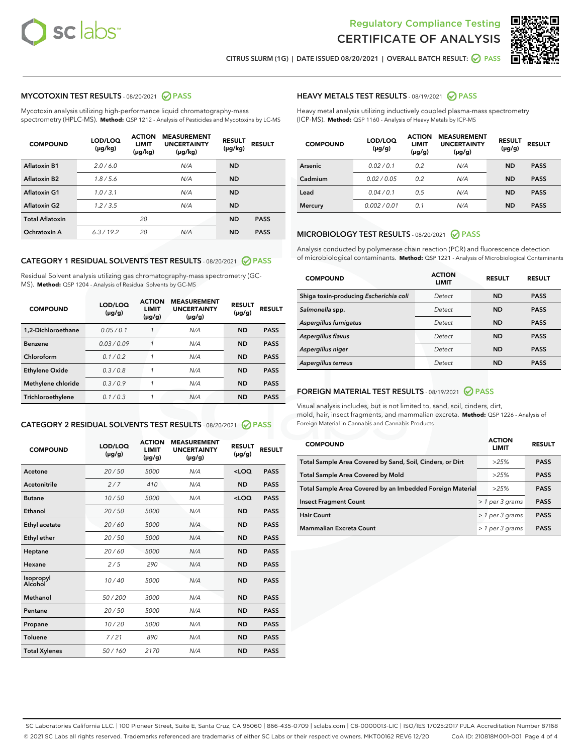Regulatory Compliance Testing

# CERTIFICATE OF ANALYSIS

CITRUS SLURM (1G) | DATE ISSUED 08/20/2021 | OVERALL BATCH RESULT: PASS

## MYCOTOXIN TEST RESULTS - 08/20/2021 PASS

Mycotoxin analysis utilizing high-performance liquid chromatography-mass spectrometry (HPLC-MS). **Method:** QSP 1212 - Analysis of Pesticides and Mycotoxins by LC-MS

| COMPOUND | LOD/LOQ (µg/kg) | ACTION LIMIT (µg/kg) | MEASUREMENT UNCERTAINTY (µg/kg) | RESULT (µg/kg) | RESULT |
|---|---|---|---|---|---|
| Aflatoxin B1 | 2.0 / 6.0 | | N/A | ND | |
| Aflatoxin B2 | 1.8 / 5.6 | | N/A | ND | |
| Aflatoxin G1 | 1.0 / 3.1 | | N/A | ND | |
| Aflatoxin G2 | 1.2 / 3.5 | | N/A | ND | |
| Total Aflatoxin | | 20 | | ND | PASS |
| Ochratoxin A | 6.3 / 19.2 | 20 | N/A | ND | PASS |

## CATEGORY 1 RESIDUAL SOLVENTS TEST RESULTS - 08/20/2021 PASS

Residual Solvent analysis utilizing gas chromatography-mass spectrometry (GC-MS). **Method:** QSP 1204 - Analysis of Residual Solvents by GC-MS

| COMPOUND | LOD/LOQ (µg/g) | ACTION LIMIT (µg/g) | MEASUREMENT UNCERTAINTY (µg/g) | RESULT (µg/g) | RESULT |
|---|---|---|---|---|---|
| 1,2-Dichloroethane | 0.05 / 0.1 | 1 | N/A | ND | PASS |
| Benzene | 0.03 / 0.09 | 1 | N/A | ND | PASS |
| Chloroform | 0.1 / 0.2 | 1 | N/A | ND | PASS |
| Ethylene Oxide | 0.3 / 0.8 | 1 | N/A | ND | PASS |
| Methylene chloride | 0.3 / 0.9 | 1 | N/A | ND | PASS |
| Trichloroethylene | 0.1 / 0.3 | 1 | N/A | ND | PASS |

## CATEGORY 2 RESIDUAL SOLVENTS TEST RESULTS - 08/20/2021 PASS

| COMPOUND | LOD/LOQ (µg/g) | ACTION LIMIT (µg/g) | MEASUREMENT UNCERTAINTY (µg/g) | RESULT (µg/g) | RESULT |
|---|---|---|---|---|---|
| Acetone | 20 / 50 | 5000 | N/A | <LOQ | PASS |
| Acetonitrile | 2 / 7 | 410 | N/A | ND | PASS |
| Butane | 10 / 50 | 5000 | N/A | <LOQ | PASS |
| Ethanol | 20 / 50 | 5000 | N/A | ND | PASS |
| Ethyl acetate | 20 / 60 | 5000 | N/A | ND | PASS |
| Ethyl ether | 20 / 50 | 5000 | N/A | ND | PASS |
| Heptane | 20 / 60 | 5000 | N/A | ND | PASS |
| Hexane | 2 / 5 | 290 | N/A | ND | PASS |
| Isopropyl Alcohol | 10 / 40 | 5000 | N/A | ND | PASS |
| Methanol | 50 / 200 | 3000 | N/A | ND | PASS |
| Pentane | 20 / 50 | 5000 | N/A | ND | PASS |
| Propane | 10 / 20 | 5000 | N/A | ND | PASS |
| Toluene | 7 / 21 | 890 | N/A | ND | PASS |
| Total Xylenes | 50 / 160 | 2170 | N/A | ND | PASS |

## HEAVY METALS TEST RESULTS - 08/19/2021 PASS

Heavy metal analysis utilizing inductively coupled plasma-mass spectrometry (ICP-MS). **Method:** QSP 1160 - Analysis of Heavy Metals by ICP-MS

| COMPOUND | LOD/LOQ (µg/g) | ACTION LIMIT (µg/g) | MEASUREMENT UNCERTAINTY (µg/g) | RESULT (µg/g) | RESULT |
|---|---|---|---|---|---|
| Arsenic | 0.02 / 0.1 | 0.2 | N/A | ND | PASS |
| Cadmium | 0.02 / 0.05 | 0.2 | N/A | ND | PASS |
| Lead | 0.04 / 0.1 | 0.5 | N/A | ND | PASS |
| Mercury | 0.002 / 0.01 | 0.1 | N/A | ND | PASS |

## MICROBIOLOGY TEST RESULTS - 08/20/2021 PASS

Analysis conducted by polymerase chain reaction (PCR) and fluorescence detection of microbiological contaminants. **Method:** QSP 1221 - Analysis of Microbiological Contaminants

| COMPOUND | ACTION LIMIT | RESULT | RESULT |
|---|---|---|---|
| Shiga toxin-producing *Escherichia coli* | Detect | ND | PASS |
| *Salmonella* spp. | Detect | ND | PASS |
| *Aspergillus fumigatus* | Detect | ND | PASS |
| *Aspergillus flavus* | Detect | ND | PASS |
| *Aspergillus niger* | Detect | ND | PASS |
| *Aspergillus terreus* | Detect | ND | PASS |

## FOREIGN MATERIAL TEST RESULTS - 08/19/2021 PASS

Visual analysis includes, but is not limited to, sand, soil, cinders, dirt, mold, hair, insect fragments, and mammalian excreta. **Method:** QSP 1226 - Analysis of Foreign Material in Cannabis and Cannabis Products

| COMPOUND | ACTION LIMIT | RESULT |
|---|---|---|
| Total Sample Area Covered by Sand, Soil, Cinders, or Dirt | >25% | PASS |
| Total Sample Area Covered by Mold | >25% | PASS |
| Total Sample Area Covered by an Imbedded Foreign Material | >25% | PASS |
| Insect Fragment Count | > 1 per 3 grams | PASS |
| Hair Count | > 1 per 3 grams | PASS |
| Mammalian Excreta Count | > 1 per 3 grams | PASS |

SC Laboratories California LLC. | 100 Pioneer Street, Suite E, Santa Cruz, CA 95060 | 866-435-0709 | sclabs.com | C8-0000013-LIC | ISO/IES 17025:2017 PJLA Accreditation Number 87168
© 2021 SC Labs all rights reserved. Trademarks referenced are trademarks of either SC Labs or their respective owners. MKT00162 REV6 12/20 CoA ID: 210818M001-001